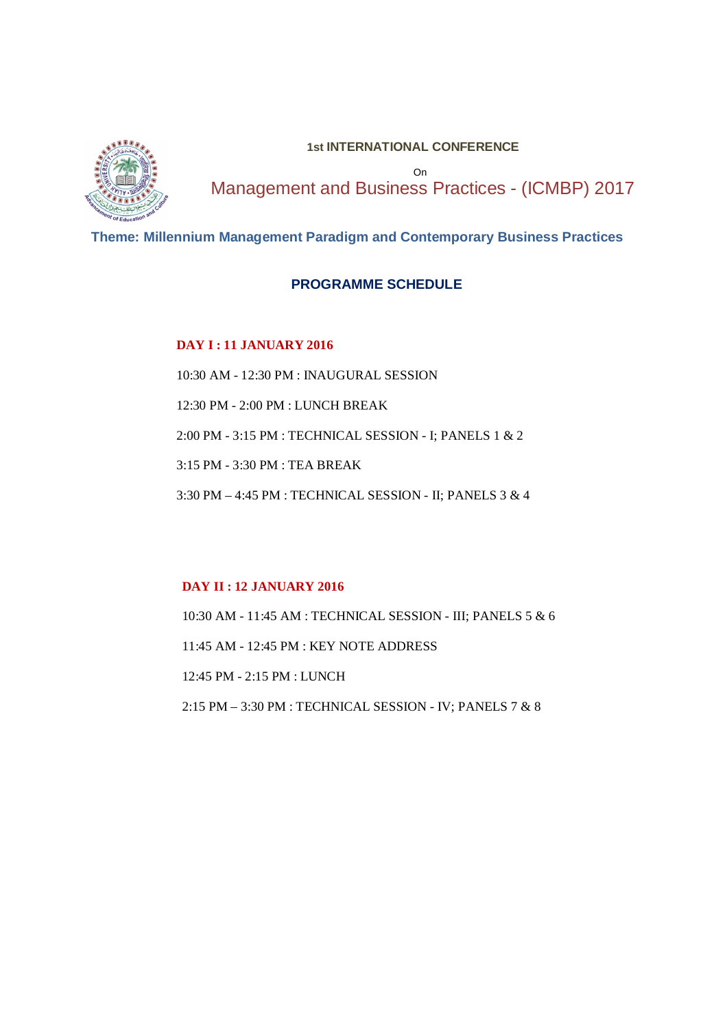**1st INTERNATIONAL CONFERENCE**

On

# Management and Business Practices - (ICMBP) 2017

### Theme: Millennium Management Paradigm and Contemporary Business Practices

## PROGRAMME SCHEDULE

**DAY I : 11 JANUARY 2016**

10:30 AM - 12:30 PM : INAUGURAL SESSION

12:30 PM - 2:00 PM : LUNCH BREAK

2:00 PM - 3:15 PM : TECHNICAL SESSION - I; PANELS 1 & 2

3:15 PM - 3:30 PM : TEA BREAK

3:30 PM – 4:45 PM : TECHNICAL SESSION - II; PANELS 3 & 4

**DAY II : 12 JANUARY 2016**

10:30 AM - 11:45 AM : TECHNICAL SESSION - III; PANELS 5 & 6

11:45 AM - 12:45 PM : KEY NOTE ADDRESS

12:45 PM - 2:15 PM : LUNCH

2:15 PM – 3:30 PM : TECHNICAL SESSION - IV; PANELS 7 & 8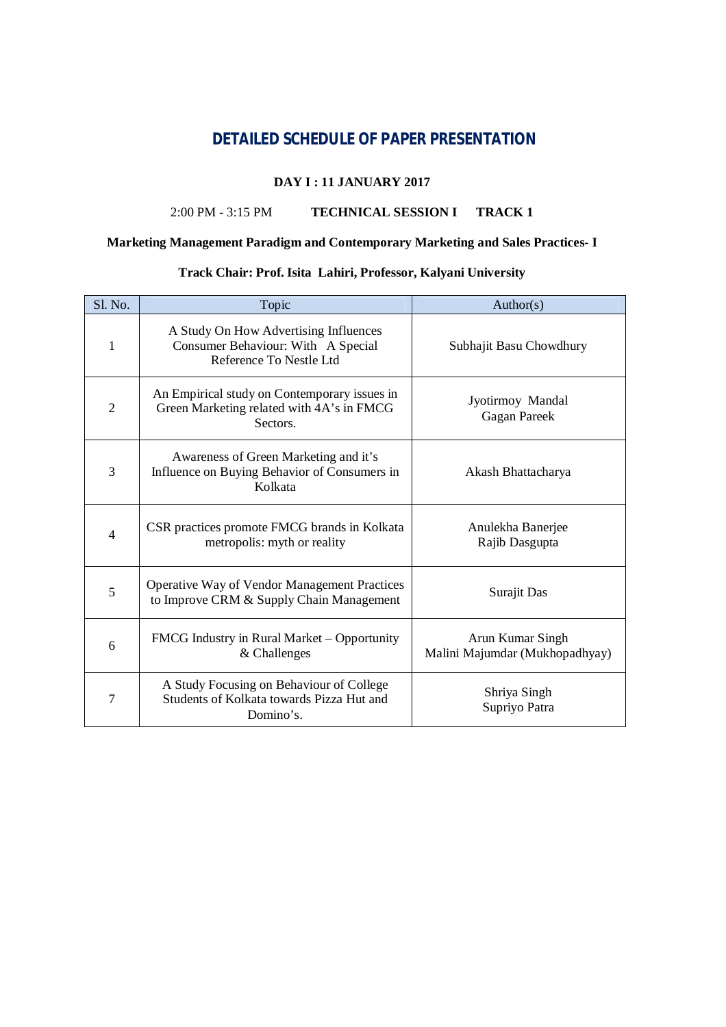# DETAILED SCHEDULE OF PAPER PRESENTATION

**DAY I : 11 JANUARY 2017**

2:00 PM - 3:15 PM **TECHNICAL SESSION I TRACK 1**

**Marketing Management Paradigm and Contemporary Marketing and Sales Practices- I**

**Track Chair: Prof. Isita Lahiri, Professor, Kalyani University**

| Sl. No. | Topic | Author(s) |
|---|---|---|
| 1 | A Study On How Advertising Influences Consumer Behaviour: With A Special Reference To Nestle Ltd | Subhajit Basu Chowdhury |
| 2 | An Empirical study on Contemporary issues in Green Marketing related with 4A's in FMCG Sectors. | Jyotirmoy Mandal<br>Gagan Pareek |
| 3 | Awareness of Green Marketing and it's Influence on Buying Behavior of Consumers in Kolkata | Akash Bhattacharya |
| 4 | CSR practices promote FMCG brands in Kolkata metropolis: myth or reality | Anulekha Banerjee<br>Rajib Dasgupta |
| 5 | Operative Way of Vendor Management Practices to Improve CRM & Supply Chain Management | Surajit Das |
| 6 | FMCG Industry in Rural Market – Opportunity & Challenges | Arun Kumar Singh<br>Malini Majumdar (Mukhopadhyay) |
| 7 | A Study Focusing on Behaviour of College Students of Kolkata towards Pizza Hut and Domino's. | Shriya Singh<br>Supriyo Patra |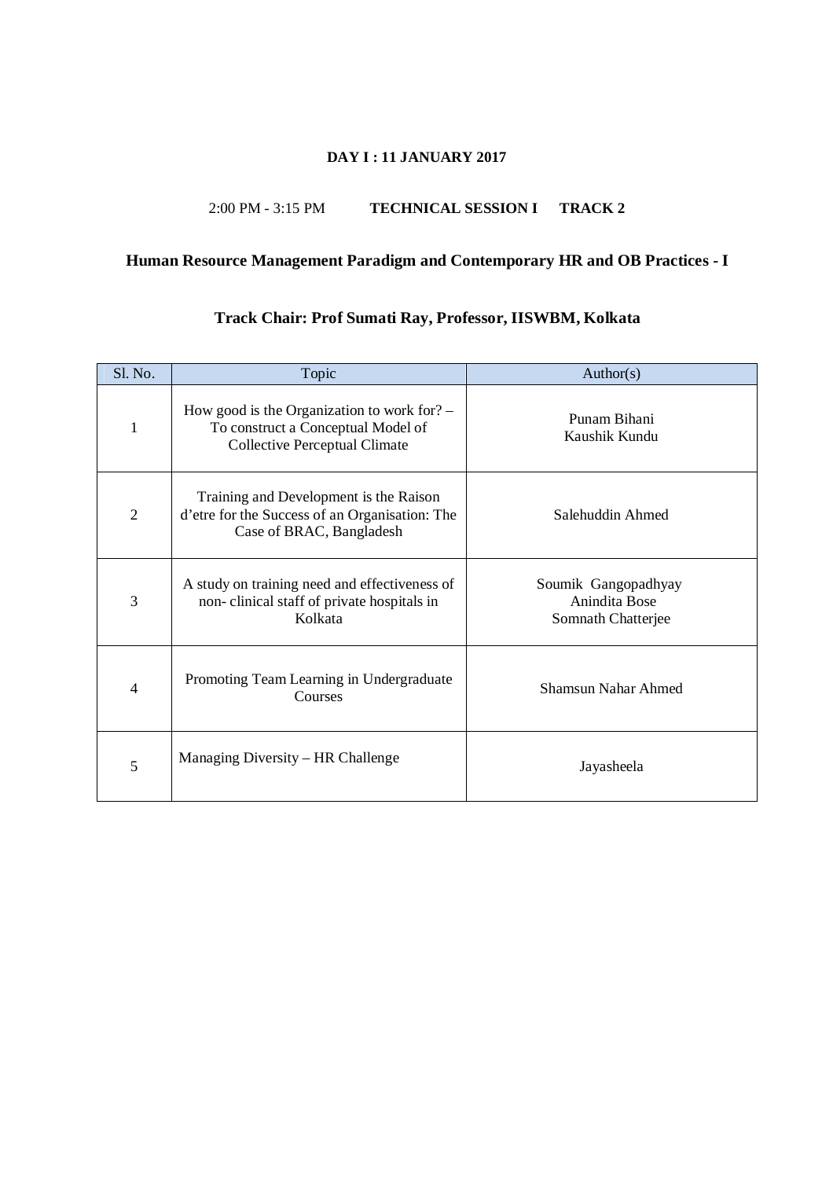**DAY I : 11 JANUARY 2017**

2:00 PM - 3:15 PM **TECHNICAL SESSION I TRACK 2**

## Human Resource Management Paradigm and Contemporary HR and OB Practices - I

### Track Chair: Prof Sumati Ray, Professor, IISWBM, Kolkata

| Sl. No. | Topic | Author(s) |
|---|---|---|
| 1 | How good is the Organization to work for? – To construct a Conceptual Model of Collective Perceptual Climate | Punam Bihani<br>Kaushik Kundu |
| 2 | Training and Development is the Raison d'etre for the Success of an Organisation: The Case of BRAC, Bangladesh | Salehuddin Ahmed |
| 3 | A study on training need and effectiveness of non- clinical staff of private hospitals in Kolkata | Soumik Gangopadhyay<br>Anindita Bose<br>Somnath Chatterjee |
| 4 | Promoting Team Learning in Undergraduate Courses | Shamsun Nahar Ahmed |
| 5 | Managing Diversity – HR Challenge | Jayasheela |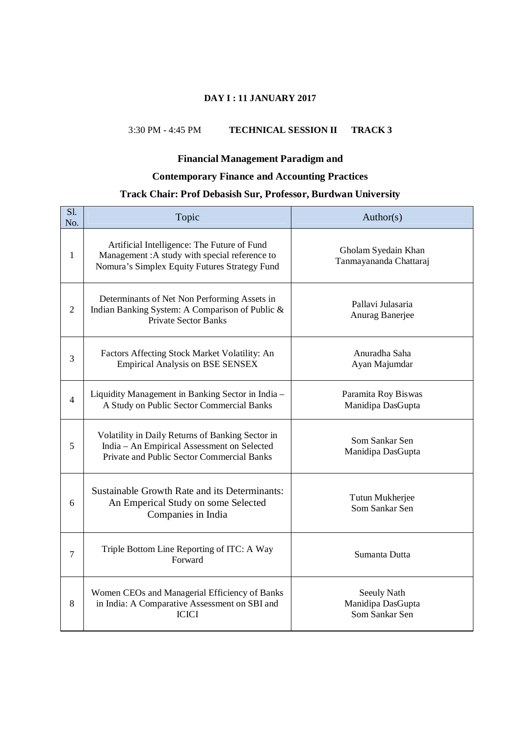**DAY I : 11 JANUARY 2017**

3:30 PM - 4:45 PM **TECHNICAL SESSION II TRACK 3**

**Financial Management Paradigm and**

**Contemporary Finance and Accounting Practices**

**Track Chair: Prof Debasish Sur, Professor, Burdwan University**

| Sl. No. | Topic | Author(s) |
|---|---|---|
| 1 | Artificial Intelligence: The Future of Fund Management :A study with special reference to Nomura's Simplex Equity Futures Strategy Fund | Gholam Syedain Khan<br>Tanmayananda Chattaraj |
| 2 | Determinants of Net Non Performing Assets in Indian Banking System: A Comparison of Public & Private Sector Banks | Pallavi Julasaria<br>Anurag Banerjee |
| 3 | Factors Affecting Stock Market Volatility: An Empirical Analysis on BSE SENSEX | Anuradha Saha<br>Ayan Majumdar |
| 4 | Liquidity Management in Banking Sector in India – A Study on Public Sector Commercial Banks | Paramita Roy Biswas<br>Manidipa DasGupta |
| 5 | Volatility in Daily Returns of Banking Sector in India – An Empirical Assessment on Selected Private and Public Sector Commercial Banks | Som Sankar Sen<br>Manidipa DasGupta |
| 6 | Sustainable Growth Rate and its Determinants: An Emperical Study on some Selected Companies in India | Tutun Mukherjee<br>Som Sankar Sen |
| 7 | Triple Bottom Line Reporting of ITC: A Way Forward | Sumanta Dutta |
| 8 | Women CEOs and Managerial Efficiency of Banks in India: A Comparative Assessment on SBI and ICICI | Seeuly Nath<br>Manidipa DasGupta<br>Som Sankar Sen |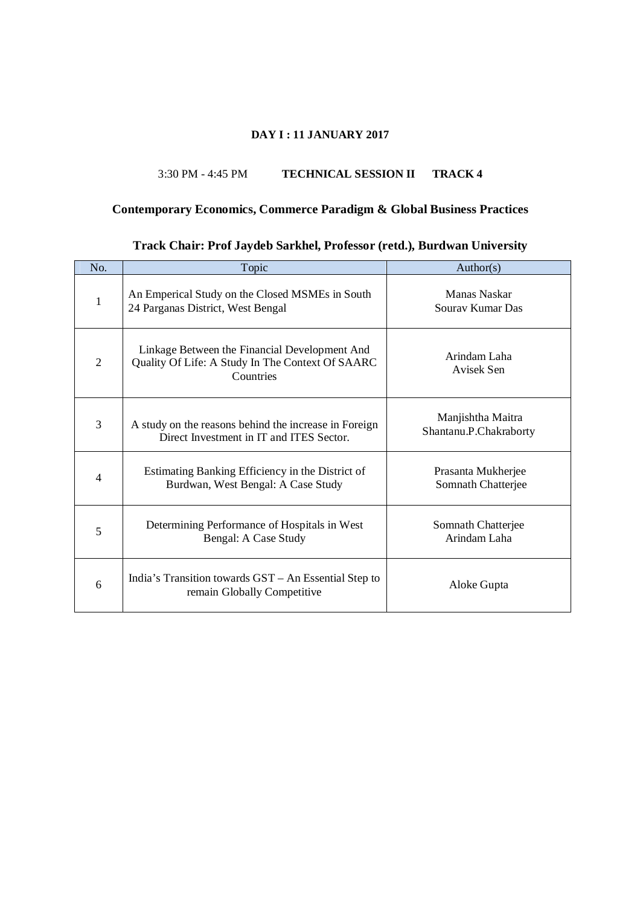**DAY I : 11 JANUARY 2017**

3:30 PM - 4:45 PM **TECHNICAL SESSION II TRACK 4**

## Contemporary Economics, Commerce Paradigm & Global Business Practices

### Track Chair: Prof Jaydeb Sarkhel, Professor (retd.), Burdwan University

| No. | Topic | Author(s) |
|---|---|---|
| 1 | An Emperical Study on the Closed MSMEs in South 24 Parganas District, West Bengal | Manas Naskar<br>Sourav Kumar Das |
| 2 | Linkage Between the Financial Development And Quality Of Life: A Study In The Context Of SAARC Countries | Arindam Laha<br>Avisek Sen |
| 3 | A study on the reasons behind the increase in Foreign Direct Investment in IT and ITES Sector. | Manjishtha Maitra<br>Shantanu.P.Chakraborty |
| 4 | Estimating Banking Efficiency in the District of Burdwan, West Bengal: A Case Study | Prasanta Mukherjee<br>Somnath Chatterjee |
| 5 | Determining Performance of Hospitals in West Bengal: A Case Study | Somnath Chatterjee<br>Arindam Laha |
| 6 | India's Transition towards GST – An Essential Step to remain Globally Competitive | Aloke Gupta |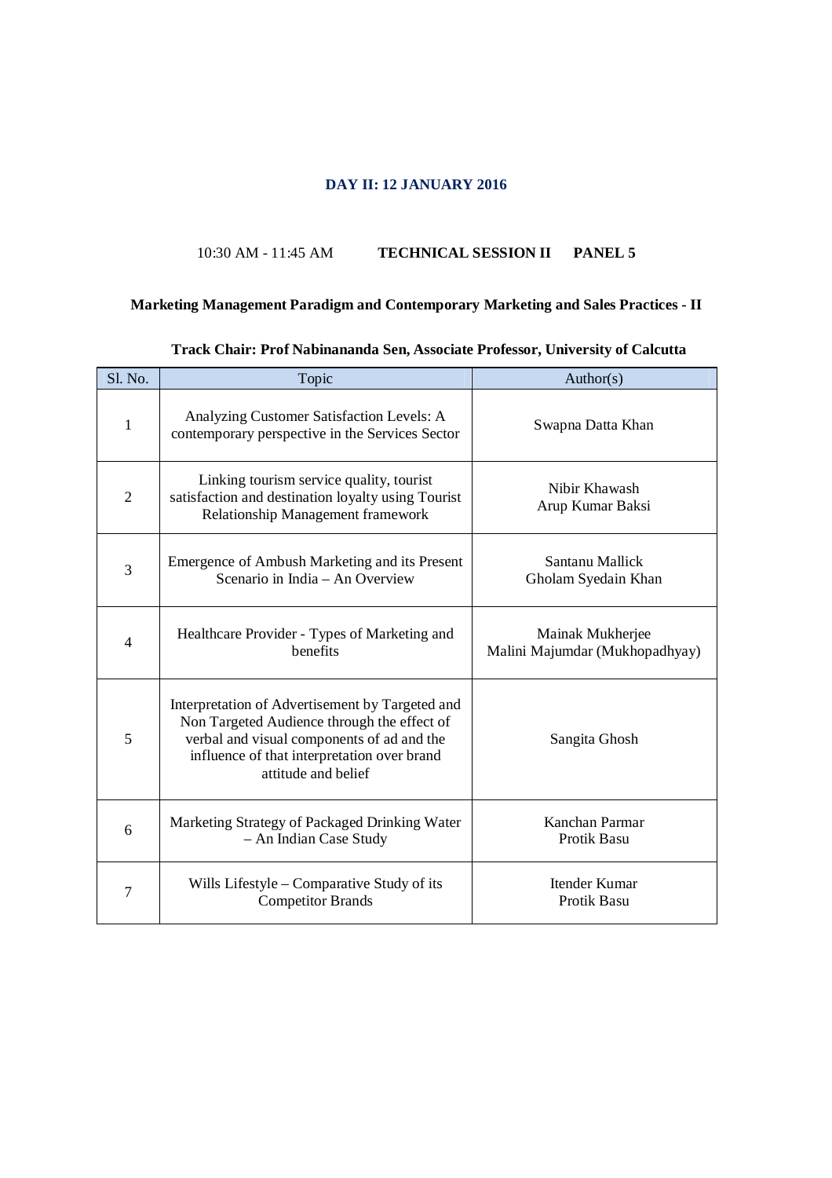**DAY II: 12 JANUARY 2016**

10:30 AM - 11:45 AM **TECHNICAL SESSION II PANEL 5**

**Marketing Management Paradigm and Contemporary Marketing and Sales Practices - II**

**Track Chair: Prof Nabinananda Sen, Associate Professor, University of Calcutta**

| Sl. No. | Topic | Author(s) |
|---|---|---|
| 1 | Analyzing Customer Satisfaction Levels: A contemporary perspective in the Services Sector | Swapna Datta Khan |
| 2 | Linking tourism service quality, tourist satisfaction and destination loyalty using Tourist Relationship Management framework | Nibir Khawash<br>Arup Kumar Baksi |
| 3 | Emergence of Ambush Marketing and its Present Scenario in India – An Overview | Santanu Mallick<br>Gholam Syedain Khan |
| 4 | Healthcare Provider - Types of Marketing and benefits | Mainak Mukherjee<br>Malini Majumdar (Mukhopadhyay) |
| 5 | Interpretation of Advertisement by Targeted and Non Targeted Audience through the effect of verbal and visual components of ad and the influence of that interpretation over brand attitude and belief | Sangita Ghosh |
| 6 | Marketing Strategy of Packaged Drinking Water – An Indian Case Study | Kanchan Parmar<br>Protik Basu |
| 7 | Wills Lifestyle – Comparative Study of its Competitor Brands | Itender Kumar<br>Protik Basu |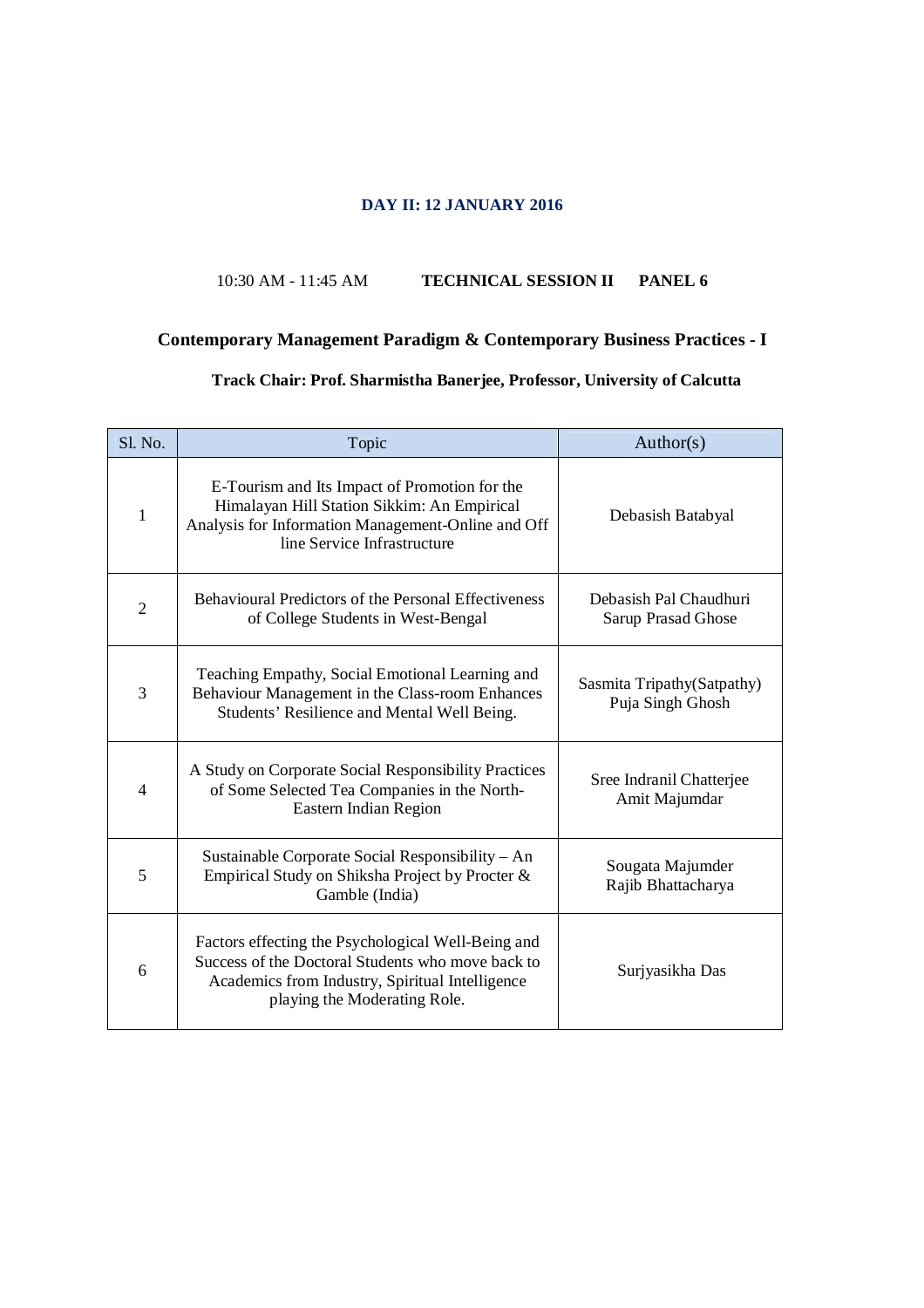## DAY II: 12 JANUARY 2016

10:30 AM - 11:45 AM **TECHNICAL SESSION II PANEL 6**

### Contemporary Management Paradigm & Contemporary Business Practices - I

**Track Chair: Prof. Sharmistha Banerjee, Professor, University of Calcutta**

| Sl. No. | Topic | Author(s) |
|---|---|---|
| 1 | E-Tourism and Its Impact of Promotion for the Himalayan Hill Station Sikkim: An Empirical Analysis for Information Management-Online and Off line Service Infrastructure | Debasish Batabyal |
| 2 | Behavioural Predictors of the Personal Effectiveness of College Students in West-Bengal | Debasish Pal Chaudhuri<br>Sarup Prasad Ghose |
| 3 | Teaching Empathy, Social Emotional Learning and Behaviour Management in the Class-room Enhances Students' Resilience and Mental Well Being. | Sasmita Tripathy(Satpathy)<br>Puja Singh Ghosh |
| 4 | A Study on Corporate Social Responsibility Practices of Some Selected Tea Companies in the North-Eastern Indian Region | Sree Indranil Chatterjee<br>Amit Majumdar |
| 5 | Sustainable Corporate Social Responsibility – An Empirical Study on Shiksha Project by Procter & Gamble (India) | Sougata Majumder<br>Rajib Bhattacharya |
| 6 | Factors effecting the Psychological Well-Being and Success of the Doctoral Students who move back to Academics from Industry, Spiritual Intelligence playing the Moderating Role. | Surjyasikha Das |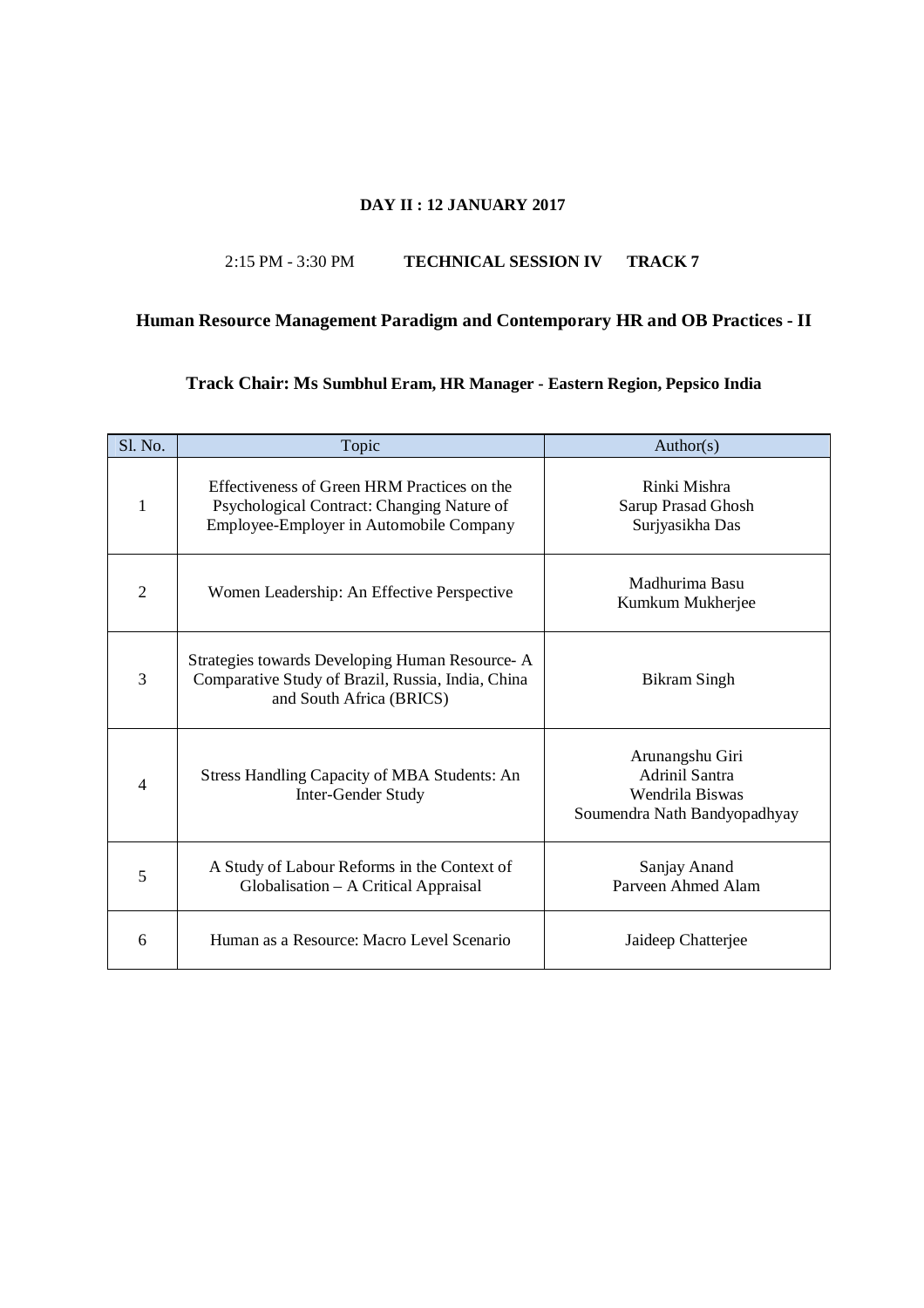**DAY II : 12 JANUARY 2017**

2:15 PM - 3:30 PM **TECHNICAL SESSION IV TRACK 7**

## Human Resource Management Paradigm and Contemporary HR and OB Practices - II

**Track Chair: Ms Sumbhul Eram, HR Manager - Eastern Region, Pepsico India**

| Sl. No. | Topic | Author(s) |
|---|---|---|
| 1 | Effectiveness of Green HRM Practices on the Psychological Contract: Changing Nature of Employee-Employer in Automobile Company | Rinki Mishra<br>Sarup Prasad Ghosh<br>Surjyasikha Das |
| 2 | Women Leadership: An Effective Perspective | Madhurima Basu<br>Kumkum Mukherjee |
| 3 | Strategies towards Developing Human Resource- A Comparative Study of Brazil, Russia, India, China and South Africa (BRICS) | Bikram Singh |
| 4 | Stress Handling Capacity of MBA Students: An Inter-Gender Study | Arunangshu Giri<br>Adrinil Santra<br>Wendrila Biswas<br>Soumendra Nath Bandyopadhyay |
| 5 | A Study of Labour Reforms in the Context of Globalisation – A Critical Appraisal | Sanjay Anand<br>Parveen Ahmed Alam |
| 6 | Human as a Resource: Macro Level Scenario | Jaideep Chatterjee |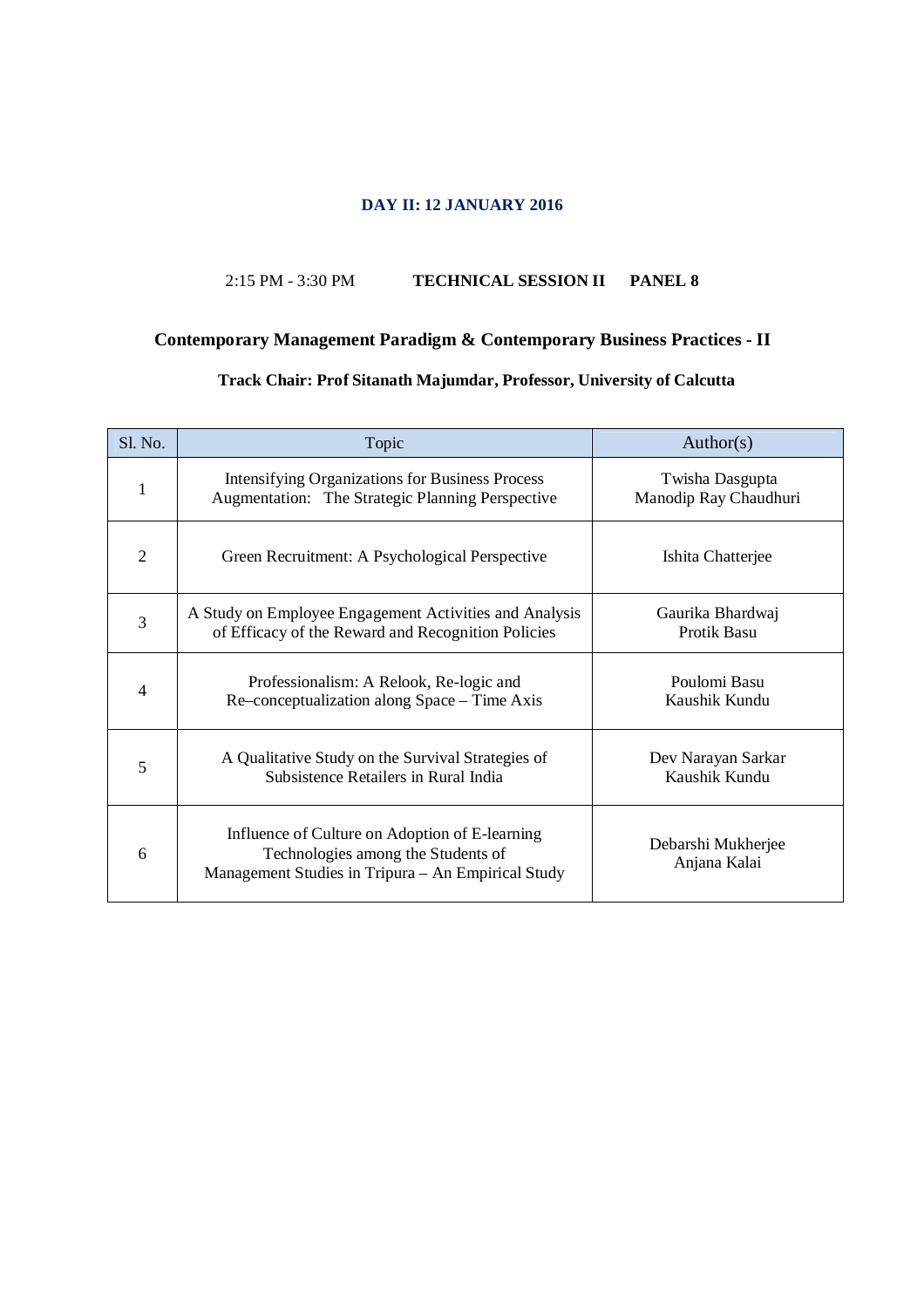**DAY II: 12 JANUARY 2016**

2:15 PM - 3:30 PM **TECHNICAL SESSION II PANEL 8**

## Contemporary Management Paradigm & Contemporary Business Practices - II

**Track Chair: Prof Sitanath Majumdar, Professor, University of Calcutta**

| Sl. No. | Topic | Author(s) |
|---|---|---|
| 1 | Intensifying Organizations for Business Process Augmentation: The Strategic Planning Perspective | Twisha Dasgupta<br>Manodip Ray Chaudhuri |
| 2 | Green Recruitment: A Psychological Perspective | Ishita Chatterjee |
| 3 | A Study on Employee Engagement Activities and Analysis of Efficacy of the Reward and Recognition Policies | Gaurika Bhardwaj<br>Protik Basu |
| 4 | Professionalism: A Relook, Re-logic and Re–conceptualization along Space – Time Axis | Poulomi Basu<br>Kaushik Kundu |
| 5 | A Qualitative Study on the Survival Strategies of Subsistence Retailers in Rural India | Dev Narayan Sarkar<br>Kaushik Kundu |
| 6 | Influence of Culture on Adoption of E-learning Technologies among the Students of Management Studies in Tripura – An Empirical Study | Debarshi Mukherjee<br>Anjana Kalai |